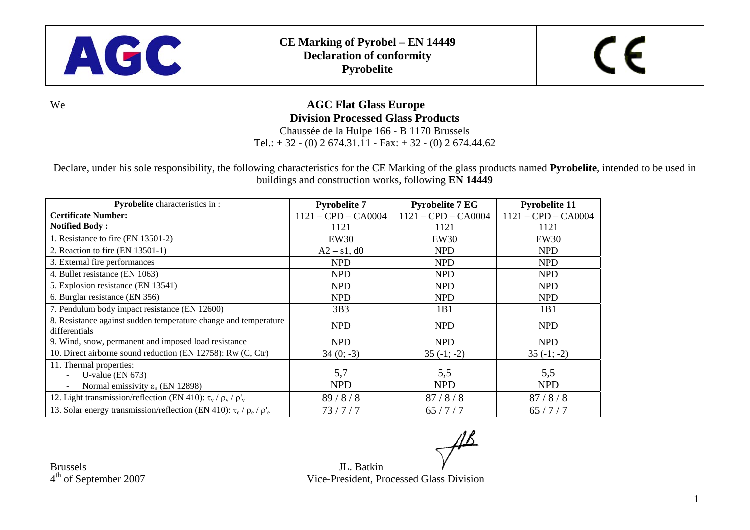AGC

**CE Marking of Pyrobel – EN 14449**
**Declaration of conformity**
**Pyrobelite**

CE

We

**AGC Flat Glass Europe**
**Division Processed Glass Products**
Chaussée de la Hulpe 166 - B 1170 Brussels
Tel.: + 32 - (0) 2 674.31.11 - Fax: + 32 - (0) 2 674.44.62

Declare, under his sole responsibility, the following characteristics for the CE Marking of the glass products named **Pyrobelite**, intended to be used in buildings and construction works, following **EN 14449**

| **Pyrobelite** characteristics in : | **Pyrobelite 7** | **Pyrobelite 7 EG** | **Pyrobelite 11** |
|---|---|---|---|
| **Certificate Number:**<br>**Notified Body :** | 1121 – CPD – CA0004<br>1121 | 1121 – CPD – CA0004<br>1121 | 1121 – CPD – CA0004<br>1121 |
| 1. Resistance to fire (EN 13501-2) | EW30 | EW30 | EW30 |
| 2. Reaction to fire (EN 13501-1) | A2 – s1, d0 | NPD | NPD |
| 3. External fire performances | NPD | NPD | NPD |
| 4. Bullet resistance (EN 1063) | NPD | NPD | NPD |
| 5. Explosion resistance (EN 13541) | NPD | NPD | NPD |
| 6. Burglar resistance (EN 356) | NPD | NPD | NPD |
| 7. Pendulum body impact resistance (EN 12600) | 3B3 | 1B1 | 1B1 |
| 8. Resistance against sudden temperature change and temperature differentials | NPD | NPD | NPD |
| 9. Wind, snow, permanent and imposed load resistance | NPD | NPD | NPD |
| 10. Direct airborne sound reduction (EN 12758): Rw (C, Ctr) | 34 (0; -3) | 35 (-1; -2) | 35 (-1; -2) |
| 11. Thermal properties:<br>- U-value (EN 673)<br>- Normal emissivity $\varepsilon_n$ (EN 12898) | <br>5,7<br>NPD | <br>5,5<br>NPD | <br>5,5<br>NPD |
| 12. Light transmission/reflection (EN 410): $\tau_v$ / $\rho_v$ / $\rho'_v$ | 89 / 8 / 8 | 87 / 8 / 8 | 87 / 8 / 8 |
| 13. Solar energy transmission/reflection (EN 410): $\tau_e$ / $\rho_e$ / $\rho'_e$ | 73 / 7 / 7 | 65 / 7 / 7 | 65 / 7 / 7 |

Brussels
4th of September 2007

JL. Batkin
Vice-President, Processed Glass Division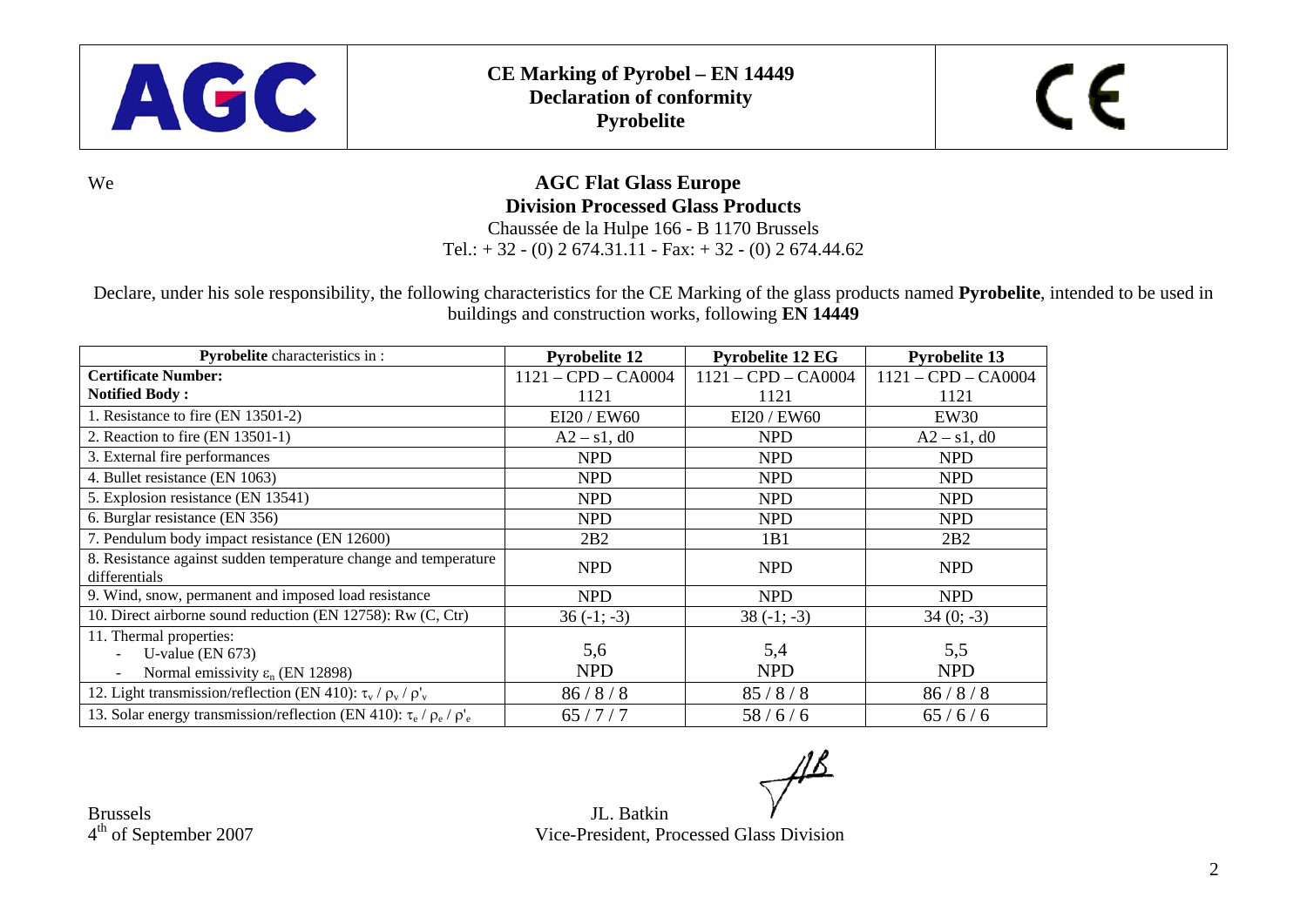**AGC**

**CE Marking of Pyrobel – EN 14449**
**Declaration of conformity**
**Pyrobelite**

CE

We

**AGC Flat Glass Europe**
**Division Processed Glass Products**
Chaussée de la Hulpe 166 - B 1170 Brussels
Tel.: + 32 - (0) 2 674.31.11 - Fax: + 32 - (0) 2 674.44.62

Declare, under his sole responsibility, the following characteristics for the CE Marking of the glass products named **Pyrobelite**, intended to be used in buildings and construction works, following **EN 14449**

| **Pyrobelite** characteristics in : | **Pyrobelite 12** | **Pyrobelite 12 EG** | **Pyrobelite 13** |
|---|---|---|---|
| **Certificate Number:**<br>**Notified Body :** | 1121 – CPD – CA0004<br>1121 | 1121 – CPD – CA0004<br>1121 | 1121 – CPD – CA0004<br>1121 |
| 1. Resistance to fire (EN 13501-2) | EI20 / EW60 | EI20 / EW60 | EW30 |
| 2. Reaction to fire (EN 13501-1) | A2 – s1, d0 | NPD | A2 – s1, d0 |
| 3. External fire performances | NPD | NPD | NPD |
| 4. Bullet resistance (EN 1063) | NPD | NPD | NPD |
| 5. Explosion resistance (EN 13541) | NPD | NPD | NPD |
| 6. Burglar resistance (EN 356) | NPD | NPD | NPD |
| 7. Pendulum body impact resistance (EN 12600) | 2B2 | 1B1 | 2B2 |
| 8. Resistance against sudden temperature change and temperature differentials | NPD | NPD | NPD |
| 9. Wind, snow, permanent and imposed load resistance | NPD | NPD | NPD |
| 10. Direct airborne sound reduction (EN 12758): Rw (C, Ctr) | 36 (-1; -3) | 38 (-1; -3) | 34 (0; -3) |
| 11. Thermal properties:<br>- U-value (EN 673)<br>- Normal emissivity $\varepsilon_n$ (EN 12898) | <br>5,6<br>NPD | <br>5,4<br>NPD | <br>5,5<br>NPD |
| 12. Light transmission/reflection (EN 410): $\tau_v$ / $\rho_v$ / $\rho'_v$ | 86 / 8 / 8 | 85 / 8 / 8 | 86 / 8 / 8 |
| 13. Solar energy transmission/reflection (EN 410): $\tau_e$ / $\rho_e$ / $\rho'_e$ | 65 / 7 / 7 | 58 / 6 / 6 | 65 / 6 / 6 |

Brussels
4th of September 2007

JL. Batkin
Vice-President, Processed Glass Division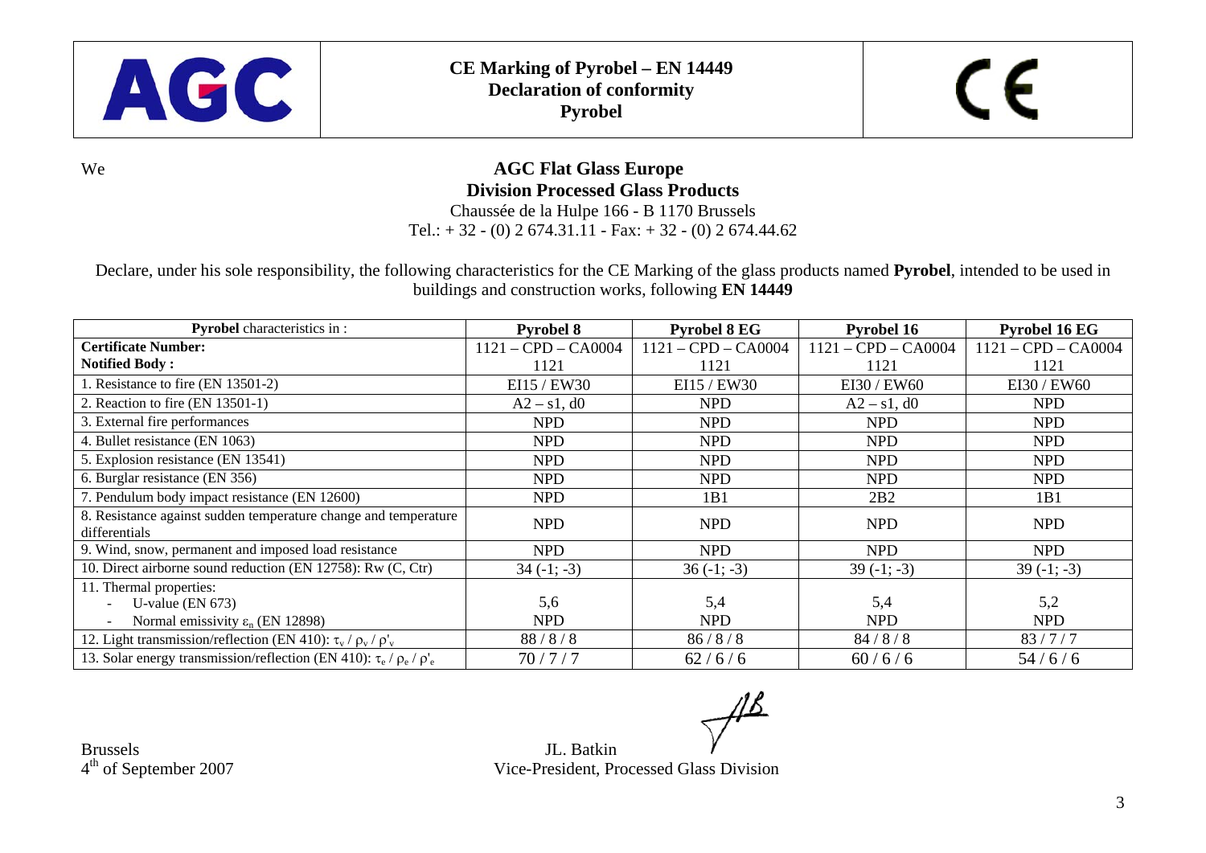**AGC**

**CE Marking of Pyrobel – EN 14449**
**Declaration of conformity**
**Pyrobel**

CE

We

**AGC Flat Glass Europe**
**Division Processed Glass Products**
Chaussée de la Hulpe 166 - B 1170 Brussels
Tel.: + 32 - (0) 2 674.31.11 - Fax: + 32 - (0) 2 674.44.62

Declare, under his sole responsibility, the following characteristics for the CE Marking of the glass products named **Pyrobel**, intended to be used in buildings and construction works, following **EN 14449**

| **Pyrobel** characteristics in : | **Pyrobel 8** | **Pyrobel 8 EG** | **Pyrobel 16** | **Pyrobel 16 EG** |
|---|---|---|---|---|
| **Certificate Number:**<br>**Notified Body :** | 1121 – CPD – CA0004<br>1121 | 1121 – CPD – CA0004<br>1121 | 1121 – CPD – CA0004<br>1121 | 1121 – CPD – CA0004<br>1121 |
| 1. Resistance to fire (EN 13501-2) | EI15 / EW30 | EI15 / EW30 | EI30 / EW60 | EI30 / EW60 |
| 2. Reaction to fire (EN 13501-1) | A2 – s1, d0 | NPD | A2 – s1, d0 | NPD |
| 3. External fire performances | NPD | NPD | NPD | NPD |
| 4. Bullet resistance (EN 1063) | NPD | NPD | NPD | NPD |
| 5. Explosion resistance (EN 13541) | NPD | NPD | NPD | NPD |
| 6. Burglar resistance (EN 356) | NPD | NPD | NPD | NPD |
| 7. Pendulum body impact resistance (EN 12600) | NPD | 1B1 | 2B2 | 1B1 |
| 8. Resistance against sudden temperature change and temperature differentials | NPD | NPD | NPD | NPD |
| 9. Wind, snow, permanent and imposed load resistance | NPD | NPD | NPD | NPD |
| 10. Direct airborne sound reduction (EN 12758): Rw (C, Ctr) | 34 (-1; -3) | 36 (-1; -3) | 39 (-1; -3) | 39 (-1; -3) |
| 11. Thermal properties:<br>- U-value (EN 673)<br>- Normal emissivity $\varepsilon_n$ (EN 12898) | <br>5,6<br>NPD | <br>5,4<br>NPD | <br>5,4<br>NPD | <br>5,2<br>NPD |
| 12. Light transmission/reflection (EN 410): $\tau_v$ / $\rho_v$ / $\rho'_v$ | 88 / 8 / 8 | 86 / 8 / 8 | 84 / 8 / 8 | 83 / 7 / 7 |
| 13. Solar energy transmission/reflection (EN 410): $\tau_e$ / $\rho_e$ / $\rho'_e$ | 70 / 7 / 7 | 62 / 6 / 6 | 60 / 6 / 6 | 54 / 6 / 6 |

Brussels
4th of September 2007

JL. Batkin
Vice-President, Processed Glass Division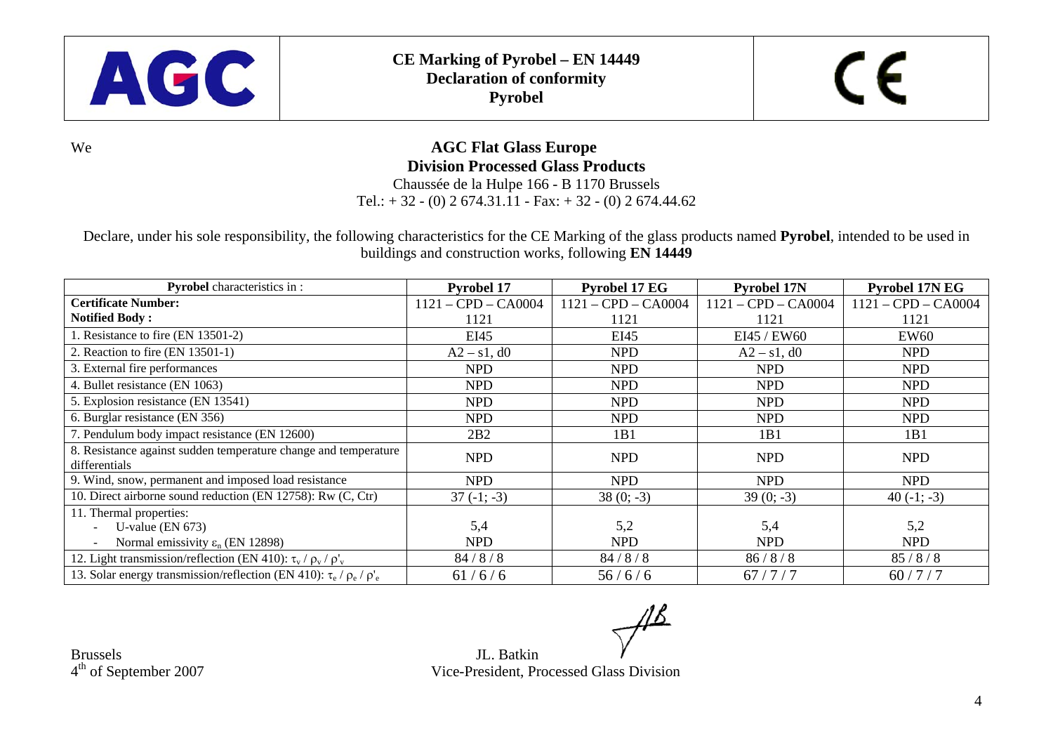**CE Marking of Pyrobel – EN 14449**
**Declaration of conformity**
**Pyrobel**

We

**AGC Flat Glass Europe**
**Division Processed Glass Products**
Chaussée de la Hulpe 166 - B 1170 Brussels
Tel.: + 32 - (0) 2 674.31.11 - Fax: + 32 - (0) 2 674.44.62

Declare, under his sole responsibility, the following characteristics for the CE Marking of the glass products named **Pyrobel**, intended to be used in buildings and construction works, following **EN 14449**

| **Pyrobel** characteristics in : | **Pyrobel 17** | **Pyrobel 17 EG** | **Pyrobel 17N** | **Pyrobel 17N EG** |
|---|---|---|---|---|
| **Certificate Number:** | 1121 – CPD – CA0004 | 1121 – CPD – CA0004 | 1121 – CPD – CA0004 | 1121 – CPD – CA0004 |
| **Notified Body :** | 1121 | 1121 | 1121 | 1121 |
| 1. Resistance to fire (EN 13501-2) | EI45 | EI45 | EI45 / EW60 | EW60 |
| 2. Reaction to fire (EN 13501-1) | A2 – s1, d0 | NPD | A2 – s1, d0 | NPD |
| 3. External fire performances | NPD | NPD | NPD | NPD |
| 4. Bullet resistance (EN 1063) | NPD | NPD | NPD | NPD |
| 5. Explosion resistance (EN 13541) | NPD | NPD | NPD | NPD |
| 6. Burglar resistance (EN 356) | NPD | NPD | NPD | NPD |
| 7. Pendulum body impact resistance (EN 12600) | 2B2 | 1B1 | 1B1 | 1B1 |
| 8. Resistance against sudden temperature change and temperature differentials | NPD | NPD | NPD | NPD |
| 9. Wind, snow, permanent and imposed load resistance | NPD | NPD | NPD | NPD |
| 10. Direct airborne sound reduction (EN 12758): Rw (C, Ctr) | 37 (-1; -3) | 38 (0; -3) | 39 (0; -3) | 40 (-1; -3) |
| 11. Thermal properties: | | | | |
| - U-value (EN 673) | 5,4 | 5,2 | 5,4 | 5,2 |
| - Normal emissivity $\varepsilon_n$ (EN 12898) | NPD | NPD | NPD | NPD |
| 12. Light transmission/reflection (EN 410): $\tau_v$ / $\rho_v$ / $\rho'_v$ | 84 / 8 / 8 | 84 / 8 / 8 | 86 / 8 / 8 | 85 / 8 / 8 |
| 13. Solar energy transmission/reflection (EN 410): $\tau_e$ / $\rho_e$ / $\rho'_e$ | 61 / 6 / 6 | 56 / 6 / 6 | 67 / 7 / 7 | 60 / 7 / 7 |

Brussels
4th of September 2007

JL. Batkin
Vice-President, Processed Glass Division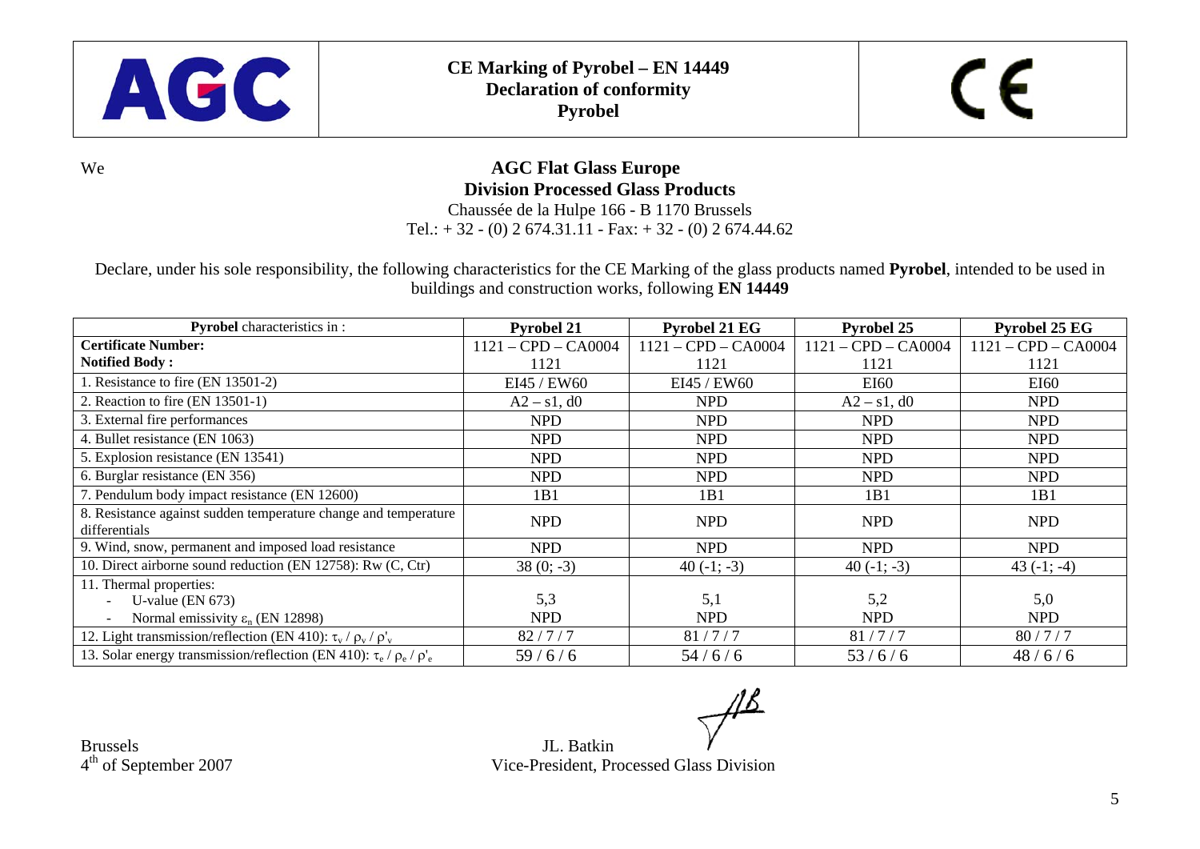AGC

**CE Marking of Pyrobel – EN 14449**
**Declaration of conformity**
**Pyrobel**

CE

We

**AGC Flat Glass Europe**
**Division Processed Glass Products**
Chaussée de la Hulpe 166 - B 1170 Brussels
Tel.: + 32 - (0) 2 674.31.11 - Fax: + 32 - (0) 2 674.44.62

Declare, under his sole responsibility, the following characteristics for the CE Marking of the glass products named **Pyrobel**, intended to be used in buildings and construction works, following **EN 14449**

| **Pyrobel** characteristics in : | **Pyrobel 21** | **Pyrobel 21 EG** | **Pyrobel 25** | **Pyrobel 25 EG** |
|---|---|---|---|---|
| **Certificate Number:**<br>**Notified Body :** | 1121 – CPD – CA0004<br>1121 | 1121 – CPD – CA0004<br>1121 | 1121 – CPD – CA0004<br>1121 | 1121 – CPD – CA0004<br>1121 |
| 1. Resistance to fire (EN 13501-2) | EI45 / EW60 | EI45 / EW60 | EI60 | EI60 |
| 2. Reaction to fire (EN 13501-1) | A2 – s1, d0 | NPD | A2 – s1, d0 | NPD |
| 3. External fire performances | NPD | NPD | NPD | NPD |
| 4. Bullet resistance (EN 1063) | NPD | NPD | NPD | NPD |
| 5. Explosion resistance (EN 13541) | NPD | NPD | NPD | NPD |
| 6. Burglar resistance (EN 356) | NPD | NPD | NPD | NPD |
| 7. Pendulum body impact resistance (EN 12600) | 1B1 | 1B1 | 1B1 | 1B1 |
| 8. Resistance against sudden temperature change and temperature differentials | NPD | NPD | NPD | NPD |
| 9. Wind, snow, permanent and imposed load resistance | NPD | NPD | NPD | NPD |
| 10. Direct airborne sound reduction (EN 12758): Rw (C, Ctr) | 38 (0; -3) | 40 (-1; -3) | 40 (-1; -3) | 43 (-1; -4) |
| 11. Thermal properties:<br>- U-value (EN 673)<br>- Normal emissivity $\varepsilon_n$ (EN 12898) | <br>5,3<br>NPD | <br>5,1<br>NPD | <br>5,2<br>NPD | <br>5,0<br>NPD |
| 12. Light transmission/reflection (EN 410): $\tau_v$ / $\rho_v$ / $\rho'_v$ | 82 / 7 / 7 | 81 / 7 / 7 | 81 / 7 / 7 | 80 / 7 / 7 |
| 13. Solar energy transmission/reflection (EN 410): $\tau_e$ / $\rho_e$ / $\rho'_e$ | 59 / 6 / 6 | 54 / 6 / 6 | 53 / 6 / 6 | 48 / 6 / 6 |

Brussels
4th of September 2007

JL. Batkin
Vice-President, Processed Glass Division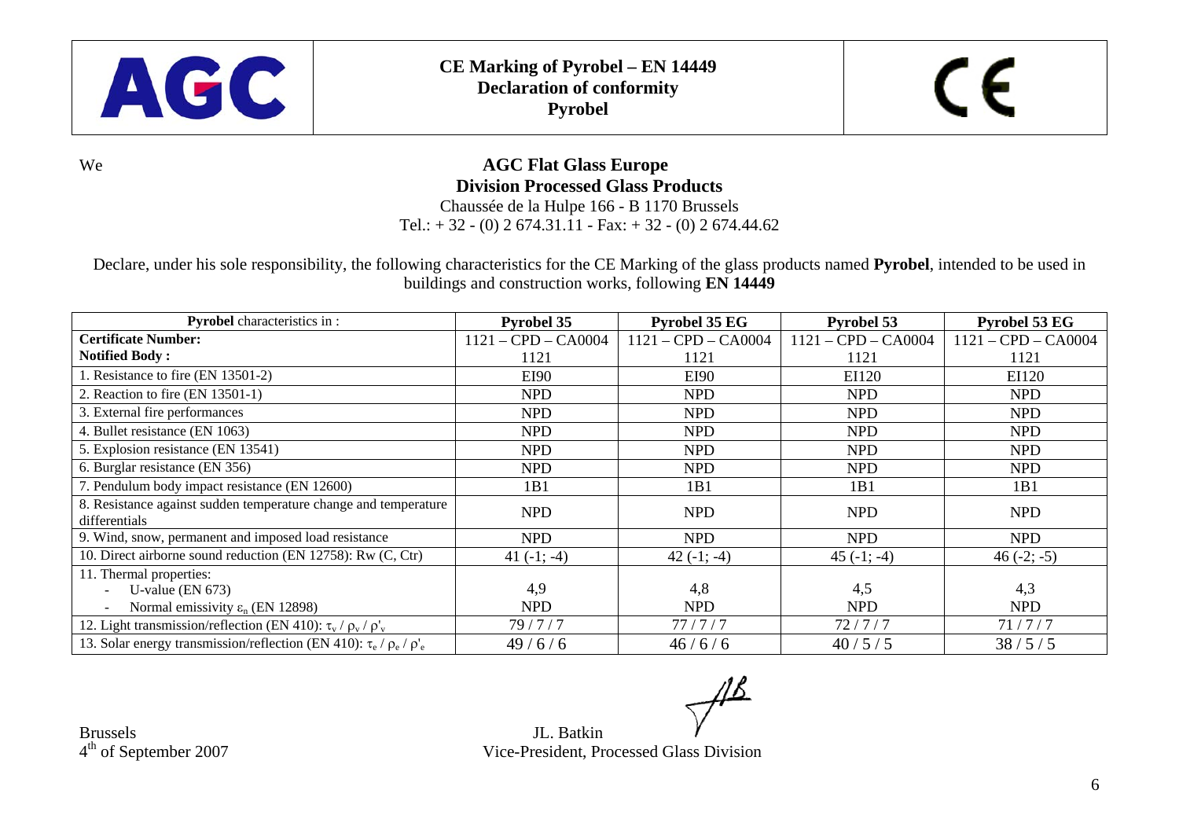| AGC | CE Marking of Pyrobel – EN 14449<br>Declaration of conformity<br>Pyrobel | CE |
|---|---|---|

We

**AGC Flat Glass Europe**
**Division Processed Glass Products**
Chaussée de la Hulpe 166 - B 1170 Brussels
Tel.: + 32 - (0) 2 674.31.11 - Fax: + 32 - (0) 2 674.44.62

Declare, under his sole responsibility, the following characteristics for the CE Marking of the glass products named **Pyrobel**, intended to be used in buildings and construction works, following **EN 14449**

| **Pyrobel** characteristics in : | **Pyrobel 35** | **Pyrobel 35 EG** | **Pyrobel 53** | **Pyrobel 53 EG** |
|---|---|---|---|---|
| **Certificate Number:** | 1121 – CPD – CA0004 | 1121 – CPD – CA0004 | 1121 – CPD – CA0004 | 1121 – CPD – CA0004 |
| **Notified Body :** | 1121 | 1121 | 1121 | 1121 |
| 1. Resistance to fire (EN 13501-2) | EI90 | EI90 | EI120 | EI120 |
| 2. Reaction to fire (EN 13501-1) | NPD | NPD | NPD | NPD |
| 3. External fire performances | NPD | NPD | NPD | NPD |
| 4. Bullet resistance (EN 1063) | NPD | NPD | NPD | NPD |
| 5. Explosion resistance (EN 13541) | NPD | NPD | NPD | NPD |
| 6. Burglar resistance (EN 356) | NPD | NPD | NPD | NPD |
| 7. Pendulum body impact resistance (EN 12600) | 1B1 | 1B1 | 1B1 | 1B1 |
| 8. Resistance against sudden temperature change and temperature differentials | NPD | NPD | NPD | NPD |
| 9. Wind, snow, permanent and imposed load resistance | NPD | NPD | NPD | NPD |
| 10. Direct airborne sound reduction (EN 12758): Rw (C, Ctr) | 41 (-1; -4) | 42 (-1; -4) | 45 (-1; -4) | 46 (-2; -5) |
| 11. Thermal properties: | | | | |
| - U-value (EN 673) | 4,9 | 4,8 | 4,5 | 4,3 |
| - Normal emissivity $\varepsilon_n$ (EN 12898) | NPD | NPD | NPD | NPD |
| 12. Light transmission/reflection (EN 410): $\tau_v$ / $\rho_v$ / $\rho'_v$ | 79 / 7 / 7 | 77 / 7 / 7 | 72 / 7 / 7 | 71 / 7 / 7 |
| 13. Solar energy transmission/reflection (EN 410): $\tau_e$ / $\rho_e$ / $\rho'_e$ | 49 / 6 / 6 | 46 / 6 / 6 | 40 / 5 / 5 | 38 / 5 / 5 |

Brussels
4th of September 2007

JL. Batkin
Vice-President, Processed Glass Division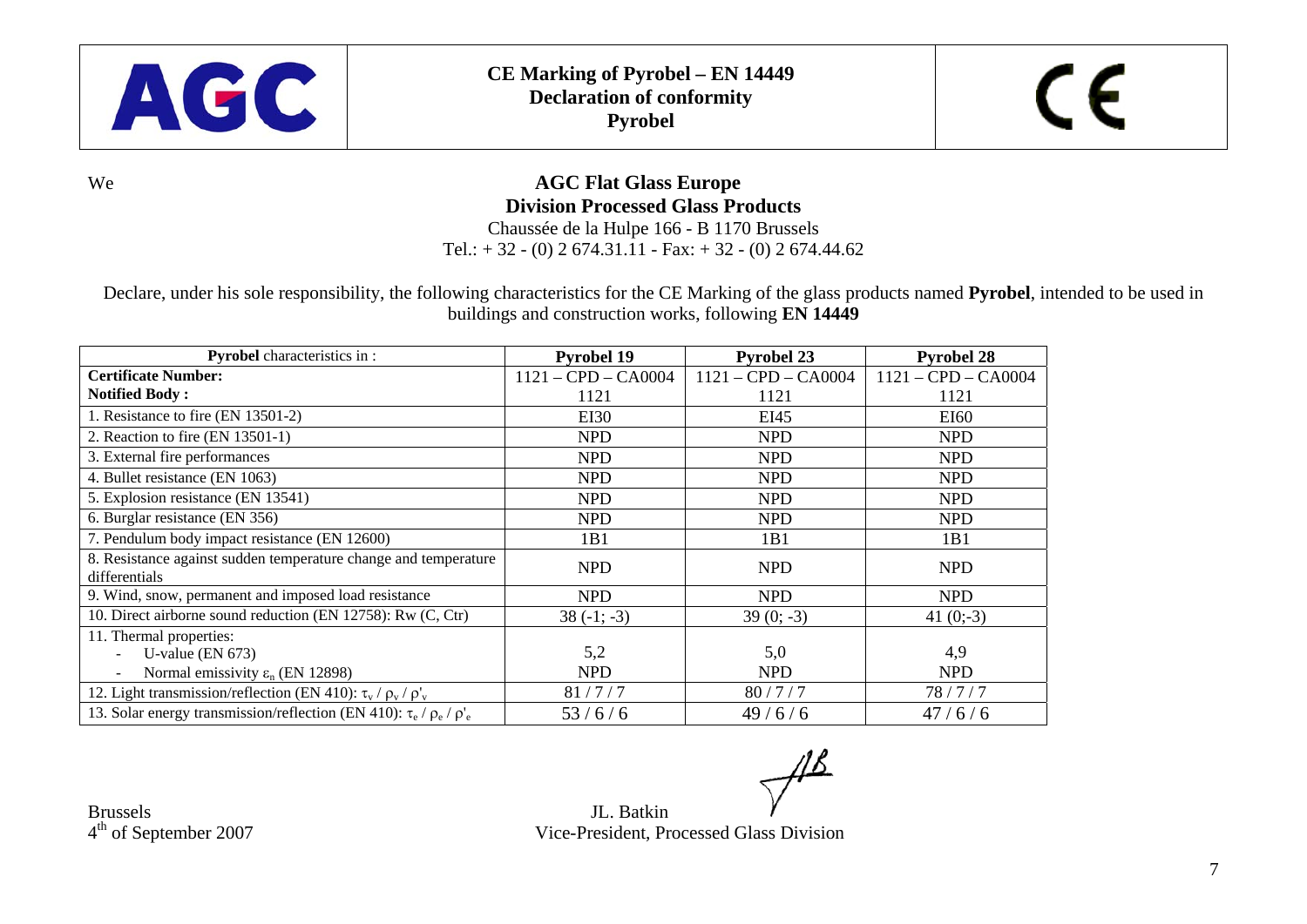**AGC**

**CE Marking of Pyrobel – EN 14449**
**Declaration of conformity**
**Pyrobel**

CE

We

**AGC Flat Glass Europe**
**Division Processed Glass Products**
Chaussée de la Hulpe 166 - B 1170 Brussels
Tel.: + 32 - (0) 2 674.31.11 - Fax: + 32 - (0) 2 674.44.62

Declare, under his sole responsibility, the following characteristics for the CE Marking of the glass products named **Pyrobel**, intended to be used in buildings and construction works, following **EN 14449**

| **Pyrobel** characteristics in : | **Pyrobel 19** | **Pyrobel 23** | **Pyrobel 28** |
|---|---|---|---|
| **Certificate Number:** | 1121 – CPD – CA0004 | 1121 – CPD – CA0004 | 1121 – CPD – CA0004 |
| **Notified Body :** | 1121 | 1121 | 1121 |
| 1. Resistance to fire (EN 13501-2) | EI30 | EI45 | EI60 |
| 2. Reaction to fire (EN 13501-1) | NPD | NPD | NPD |
| 3. External fire performances | NPD | NPD | NPD |
| 4. Bullet resistance (EN 1063) | NPD | NPD | NPD |
| 5. Explosion resistance (EN 13541) | NPD | NPD | NPD |
| 6. Burglar resistance (EN 356) | NPD | NPD | NPD |
| 7. Pendulum body impact resistance (EN 12600) | 1B1 | 1B1 | 1B1 |
| 8. Resistance against sudden temperature change and temperature differentials | NPD | NPD | NPD |
| 9. Wind, snow, permanent and imposed load resistance | NPD | NPD | NPD |
| 10. Direct airborne sound reduction (EN 12758): Rw (C, Ctr) | 38 (-1; -3) | 39 (0; -3) | 41 (0;-3) |
| 11. Thermal properties:<br>- U-value (EN 673)<br>- Normal emissivity $\varepsilon_n$ (EN 12898) | <br>5,2<br>NPD | <br>5,0<br>NPD | <br>4,9<br>NPD |
| 12. Light transmission/reflection (EN 410): $\tau_v$ / $\rho_v$ / $\rho'_v$ | 81 / 7 / 7 | 80 / 7 / 7 | 78 / 7 / 7 |
| 13. Solar energy transmission/reflection (EN 410): $\tau_e$ / $\rho_e$ / $\rho'_e$ | 53 / 6 / 6 | 49 / 6 / 6 | 47 / 6 / 6 |

Brussels
4th of September 2007

JL. Batkin
Vice-President, Processed Glass Division